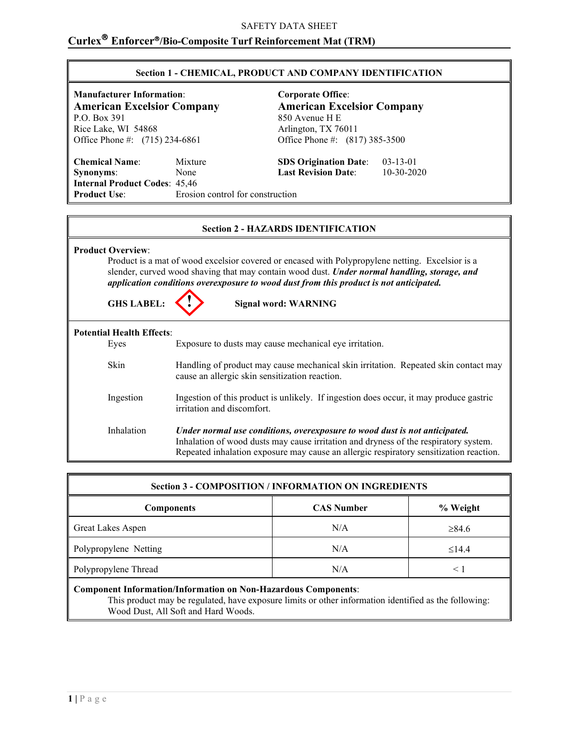SAFETY DATA SHEET

# Curlex® Enforcer®/Bio-Composite Turf Reinforcement Mat (TRM)

## Section 1 - CHEMICAL, PRODUCT AND COMPANY IDENTIFICATION

**Manufacturer Information**:
**American Excelsior Company**
P.O. Box 391
Rice Lake, WI 54868
Office Phone #: (715) 234-6861

**Corporate Office**:
**American Excelsior Company**
850 Avenue H E
Arlington, TX 76011
Office Phone #: (817) 385-3500

**Chemical Name**: Mixture
**Synonyms**: None
**Internal Product Codes**: 45,46
**Product Use**: Erosion control for construction

**SDS Origination Date**: 03-13-01
**Last Revision Date**: 10-30-2020

## Section 2 - HAZARDS IDENTIFICATION

**Product Overview**:

Product is a mat of wood excelsior covered or encased with Polypropylene netting. Excelsior is a slender, curved wood shaving that may contain wood dust. ***Under normal handling, storage, and application conditions overexposure to wood dust from this product is not anticipated.***

**GHS LABEL:** ! **Signal word: WARNING**

**Potential Health Effects**:

| | |
|---|---|
| Eyes | Exposure to dusts may cause mechanical eye irritation. |
| Skin | Handling of product may cause mechanical skin irritation. Repeated skin contact may cause an allergic skin sensitization reaction. |
| Ingestion | Ingestion of this product is unlikely. If ingestion does occur, it may produce gastric irritation and discomfort. |
| Inhalation | ***Under normal use conditions, overexposure to wood dust is not anticipated.*** Inhalation of wood dusts may cause irritation and dryness of the respiratory system. Repeated inhalation exposure may cause an allergic respiratory sensitization reaction. |

## Section 3 - COMPOSITION / INFORMATION ON INGREDIENTS

| Components | CAS Number | % Weight |
|---|---|---|
| Great Lakes Aspen | N/A | ≥84.6 |
| Polypropylene Netting | N/A | ≤14.4 |
| Polypropylene Thread | N/A | < 1 |

**Component Information/Information on Non-Hazardous Components**:

This product may be regulated, have exposure limits or other information identified as the following: Wood Dust, All Soft and Hard Woods.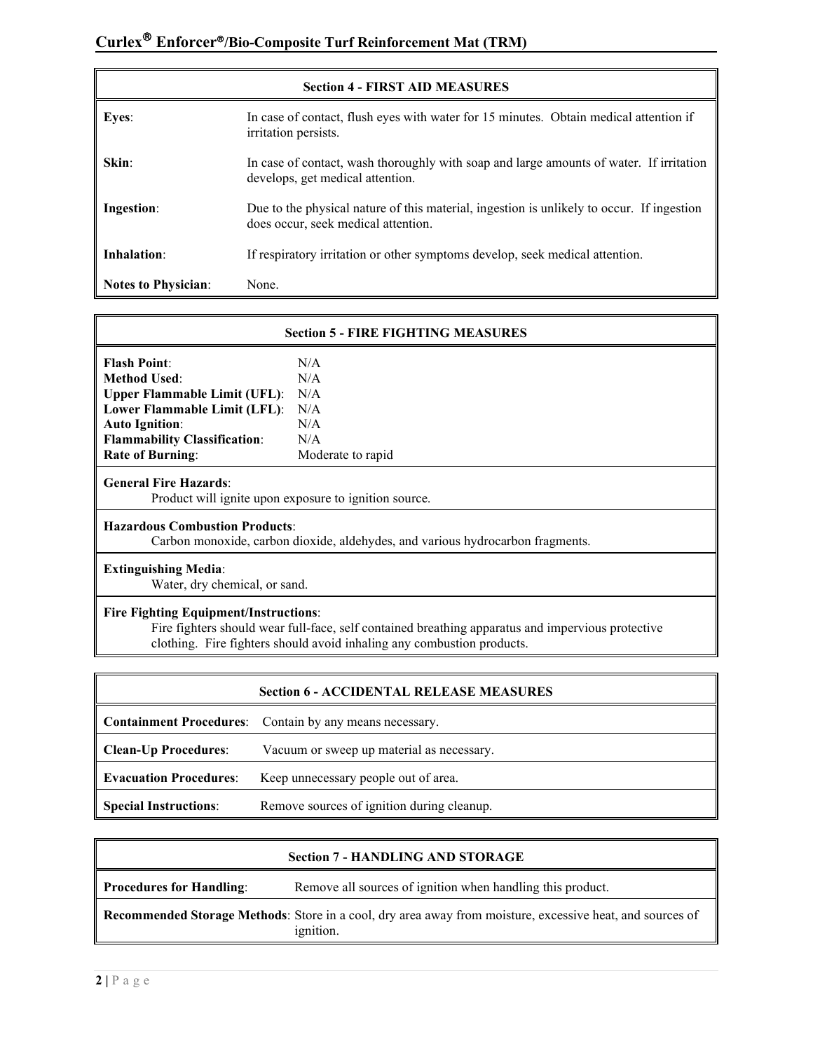## Section 4 - FIRST AID MEASURES

| | |
|---|---|
| **Eyes**: | In case of contact, flush eyes with water for 15 minutes. Obtain medical attention if irritation persists. |
| **Skin**: | In case of contact, wash thoroughly with soap and large amounts of water. If irritation develops, get medical attention. |
| **Ingestion**: | Due to the physical nature of this material, ingestion is unlikely to occur. If ingestion does occur, seek medical attention. |
| **Inhalation**: | If respiratory irritation or other symptoms develop, seek medical attention. |
| **Notes to Physician**: | None. |

## Section 5 - FIRE FIGHTING MEASURES

| | |
|---|---|
| **Flash Point**: | N/A |
| **Method Used**: | N/A |
| **Upper Flammable Limit (UFL)**: | N/A |
| **Lower Flammable Limit (LFL)**: | N/A |
| **Auto Ignition**: | N/A |
| **Flammability Classification**: | N/A |
| **Rate of Burning**: | Moderate to rapid |

**General Fire Hazards**:
Product will ignite upon exposure to ignition source.

**Hazardous Combustion Products**:
Carbon monoxide, carbon dioxide, aldehydes, and various hydrocarbon fragments.

**Extinguishing Media**:
Water, dry chemical, or sand.

**Fire Fighting Equipment/Instructions**:
Fire fighters should wear full-face, self contained breathing apparatus and impervious protective clothing. Fire fighters should avoid inhaling any combustion products.

## Section 6 - ACCIDENTAL RELEASE MEASURES

| | |
|---|---|
| **Containment Procedures**: | Contain by any means necessary. |
| **Clean-Up Procedures**: | Vacuum or sweep up material as necessary. |
| **Evacuation Procedures**: | Keep unnecessary people out of area. |
| **Special Instructions**: | Remove sources of ignition during cleanup. |

## Section 7 - HANDLING AND STORAGE

| | |
|---|---|
| **Procedures for Handling**: | Remove all sources of ignition when handling this product. |
| **Recommended Storage Methods**: | Store in a cool, dry area away from moisture, excessive heat, and sources of ignition. |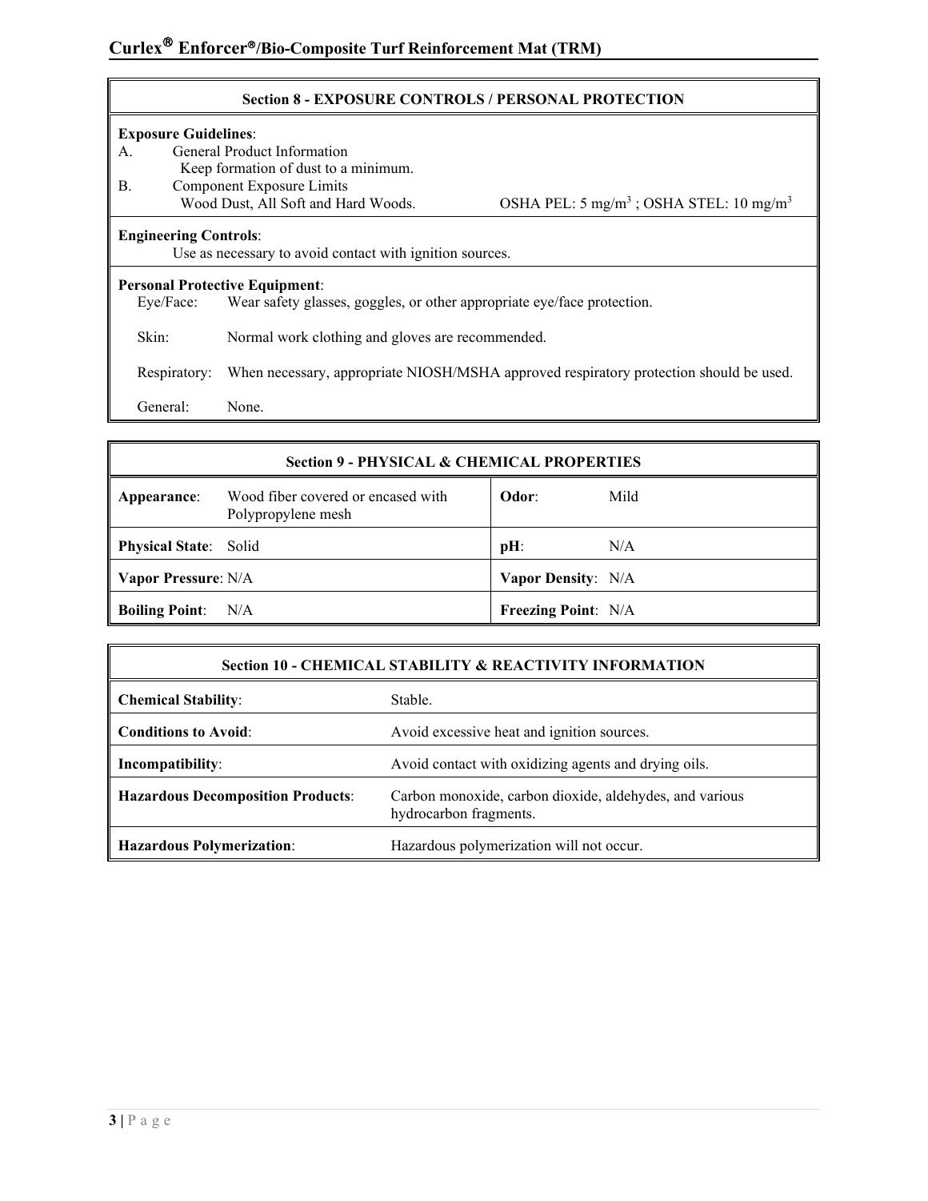## Section 8 - EXPOSURE CONTROLS / PERSONAL PROTECTION

**Exposure Guidelines**:

A. General Product Information
   Keep formation of dust to a minimum.

B. Component Exposure Limits
   Wood Dust, All Soft and Hard Woods. OSHA PEL: 5 $mg/m^3$ ; OSHA STEL: 10 $mg/m^3$

**Engineering Controls**:
Use as necessary to avoid contact with ignition sources.

**Personal Protective Equipment**:

Eye/Face: Wear safety glasses, goggles, or other appropriate eye/face protection.

Skin: Normal work clothing and gloves are recommended.

Respiratory: When necessary, appropriate NIOSH/MSHA approved respiratory protection should be used.

General: None.

## Section 9 - PHYSICAL & CHEMICAL PROPERTIES

| | | | |
|---|---|---|---|
| **Appearance**: | Wood fiber covered or encased with Polypropylene mesh | **Odor**: | Mild |
| **Physical State**: | Solid | **pH**: | N/A |
| **Vapor Pressure**: | N/A | **Vapor Density**: | N/A |
| **Boiling Point**: | N/A | **Freezing Point**: | N/A |

## Section 10 - CHEMICAL STABILITY & REACTIVITY INFORMATION

| | |
|---|---|
| **Chemical Stability**: | Stable. |
| **Conditions to Avoid**: | Avoid excessive heat and ignition sources. |
| **Incompatibility**: | Avoid contact with oxidizing agents and drying oils. |
| **Hazardous Decomposition Products**: | Carbon monoxide, carbon dioxide, aldehydes, and various hydrocarbon fragments. |
| **Hazardous Polymerization**: | Hazardous polymerization will not occur. |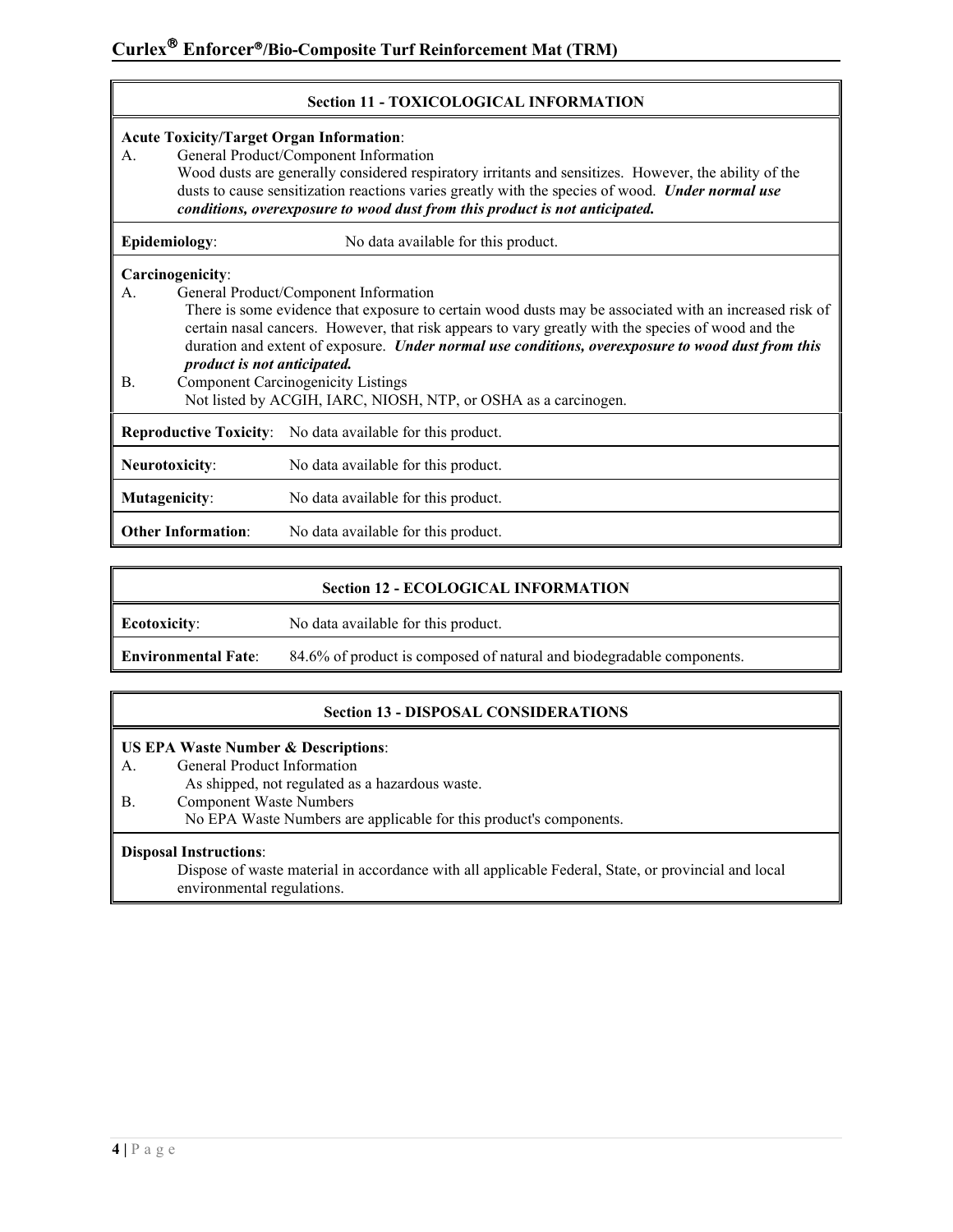## Section 11 - TOXICOLOGICAL INFORMATION

**Acute Toxicity/Target Organ Information**:

A. General Product/Component Information

Wood dusts are generally considered respiratory irritants and sensitizes. However, the ability of the dusts to cause sensitization reactions varies greatly with the species of wood. ***Under normal use conditions, overexposure to wood dust from this product is not anticipated.***

**Epidemiology**: No data available for this product.

**Carcinogenicity**:

A. General Product/Component Information

There is some evidence that exposure to certain wood dusts may be associated with an increased risk of certain nasal cancers. However, that risk appears to vary greatly with the species of wood and the duration and extent of exposure. ***Under normal use conditions, overexposure to wood dust from this product is not anticipated.***

B. Component Carcinogenicity Listings

Not listed by ACGIH, IARC, NIOSH, NTP, or OSHA as a carcinogen.

**Reproductive Toxicity**: No data available for this product.

**Neurotoxicity**: No data available for this product.

**Mutagenicity**: No data available for this product.

**Other Information**: No data available for this product.

## Section 12 - ECOLOGICAL INFORMATION

**Ecotoxicity**: No data available for this product.

**Environmental Fate**: 84.6% of product is composed of natural and biodegradable components.

## Section 13 - DISPOSAL CONSIDERATIONS

**US EPA Waste Number & Descriptions**:

A. General Product Information

As shipped, not regulated as a hazardous waste.

B. Component Waste Numbers

No EPA Waste Numbers are applicable for this product's components.

**Disposal Instructions**:

Dispose of waste material in accordance with all applicable Federal, State, or provincial and local environmental regulations.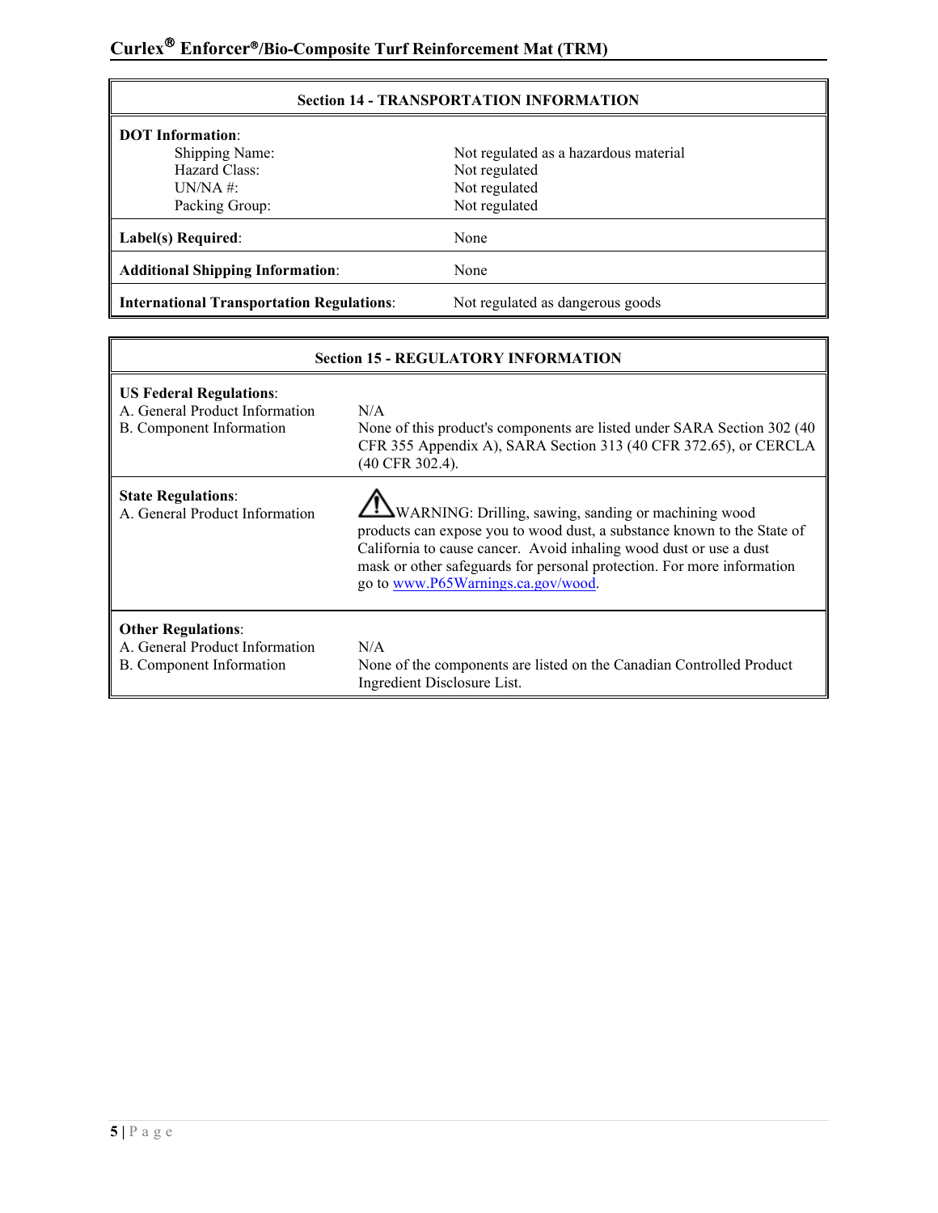## Section 14 - TRANSPORTATION INFORMATION

| | |
|---|---|
| **DOT Information**: | |
| Shipping Name: | Not regulated as a hazardous material |
| Hazard Class: | Not regulated |
| UN/NA #: | Not regulated |
| Packing Group: | Not regulated |
| **Label(s) Required**: | None |
| **Additional Shipping Information**: | None |
| **International Transportation Regulations**: | Not regulated as dangerous goods |

## Section 15 - REGULATORY INFORMATION

| | |
|---|---|
| **US Federal Regulations**: | |
| A. General Product Information | N/A |
| B. Component Information | None of this product's components are listed under SARA Section 302 (40 CFR 355 Appendix A), SARA Section 313 (40 CFR 372.65), or CERCLA (40 CFR 302.4). |
| **State Regulations**: | |
| A. General Product Information | ⚠WARNING: Drilling, sawing, sanding or machining wood products can expose you to wood dust, a substance known to the State of California to cause cancer. Avoid inhaling wood dust or use a dust mask or other safeguards for personal protection. For more information go to www.P65Warnings.ca.gov/wood. |
| **Other Regulations**: | |
| A. General Product Information | N/A |
| B. Component Information | None of the components are listed on the Canadian Controlled Product Ingredient Disclosure List. |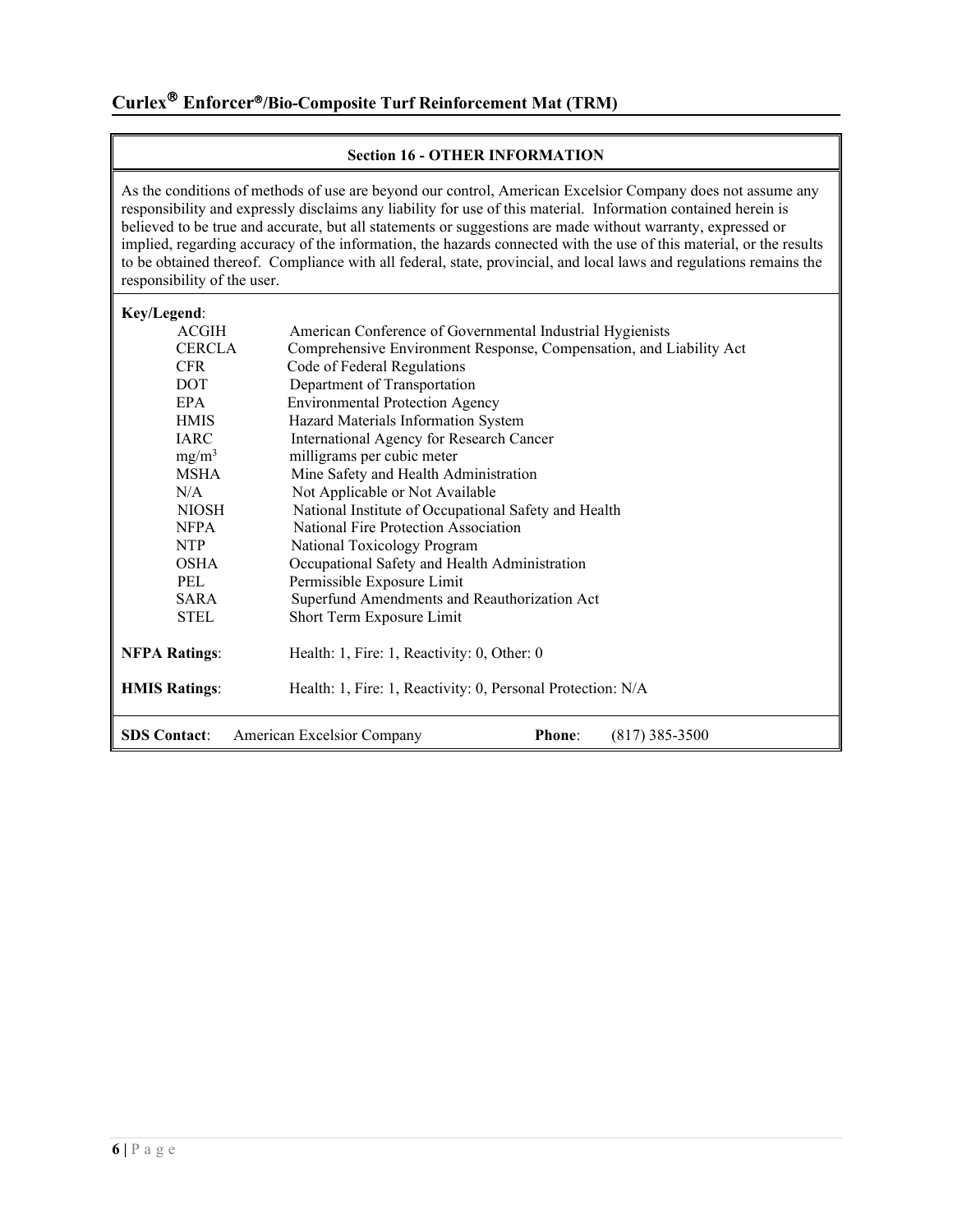## Section 16 - OTHER INFORMATION

As the conditions of methods of use are beyond our control, American Excelsior Company does not assume any responsibility and expressly disclaims any liability for use of this material. Information contained herein is believed to be true and accurate, but all statements or suggestions are made without warranty, expressed or implied, regarding accuracy of the information, the hazards connected with the use of this material, or the results to be obtained thereof. Compliance with all federal, state, provincial, and local laws and regulations remains the responsibility of the user.

**Key/Legend**:

| | |
|---|---|
| ACGIH | American Conference of Governmental Industrial Hygienists |
| CERCLA | Comprehensive Environment Response, Compensation, and Liability Act |
| CFR | Code of Federal Regulations |
| DOT | Department of Transportation |
| EPA | Environmental Protection Agency |
| HMIS | Hazard Materials Information System |
| IARC | International Agency for Research Cancer |
| $mg/m^3$ | milligrams per cubic meter |
| MSHA | Mine Safety and Health Administration |
| N/A | Not Applicable or Not Available |
| NIOSH | National Institute of Occupational Safety and Health |
| NFPA | National Fire Protection Association |
| NTP | National Toxicology Program |
| OSHA | Occupational Safety and Health Administration |
| PEL | Permissible Exposure Limit |
| SARA | Superfund Amendments and Reauthorization Act |
| STEL | Short Term Exposure Limit |

**NFPA Ratings**: Health: 1, Fire: 1, Reactivity: 0, Other: 0

**HMIS Ratings**: Health: 1, Fire: 1, Reactivity: 0, Personal Protection: N/A

**SDS Contact**: American Excelsior Company **Phone**: (817) 385-3500